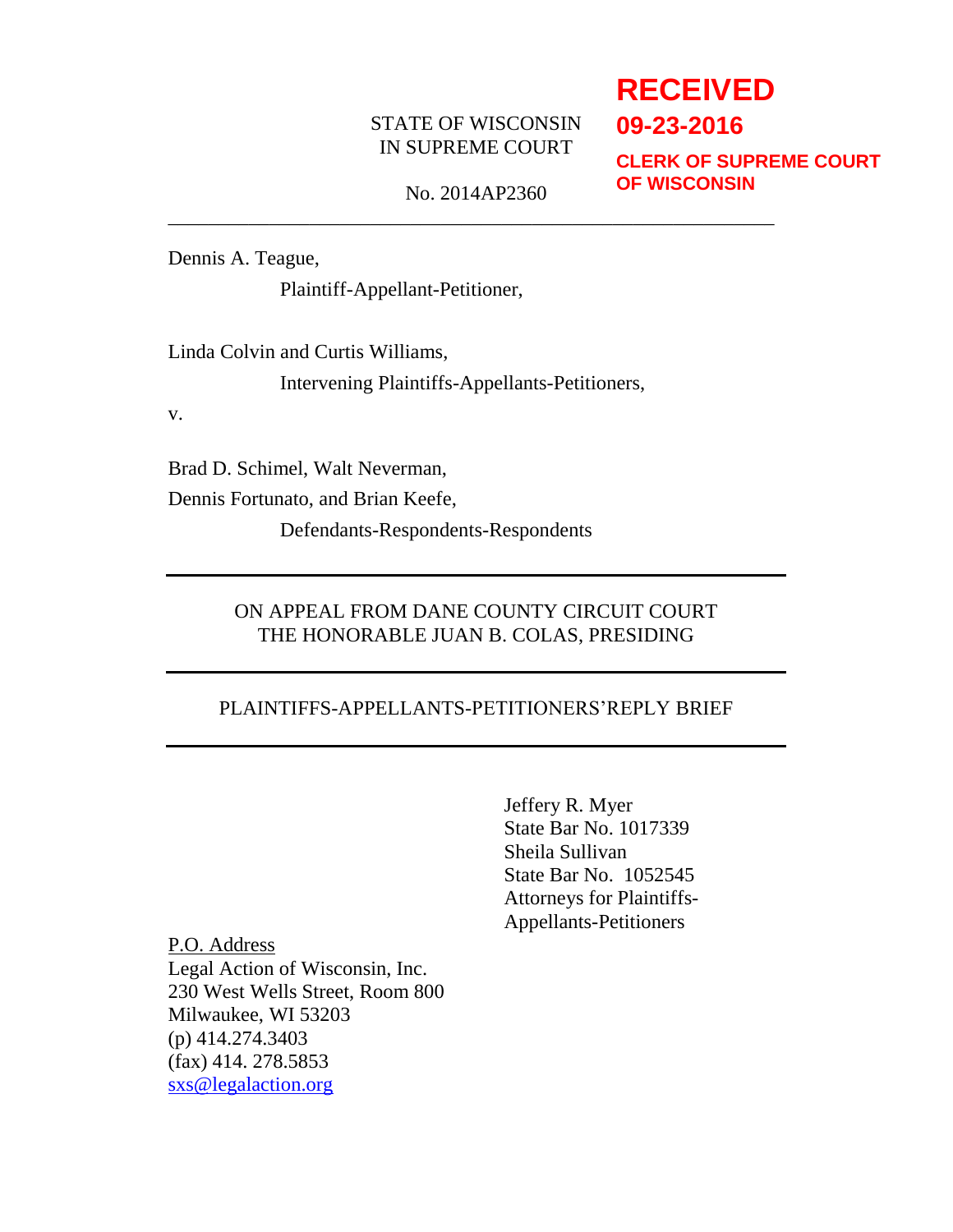**RECEIVED**
**09-23-2016**
**CLERK OF SUPREME COURT OF WISCONSIN**

STATE OF WISCONSIN
IN SUPREME COURT

No. 2014AP2360

---

Dennis A. Teague,

Plaintiff-Appellant-Petitioner,

Linda Colvin and Curtis Williams,

Intervening Plaintiffs-Appellants-Petitioners,

v.

Brad D. Schimel, Walt Neverman,
Dennis Fortunato, and Brian Keefe,

Defendants-Respondents-Respondents

---

ON APPEAL FROM DANE COUNTY CIRCUIT COURT
THE HONORABLE JUAN B. COLAS, PRESIDING

---

PLAINTIFFS-APPELLANTS-PETITIONERS'REPLY BRIEF

---

Jeffery R. Myer
State Bar No. 1017339
Sheila Sullivan
State Bar No. 1052545
Attorneys for Plaintiffs-Appellants-Petitioners

P.O. Address
Legal Action of Wisconsin, Inc.
230 West Wells Street, Room 800
Milwaukee, WI 53203
(p) 414.274.3403
(fax) 414. 278.5853
sxs@legalaction.org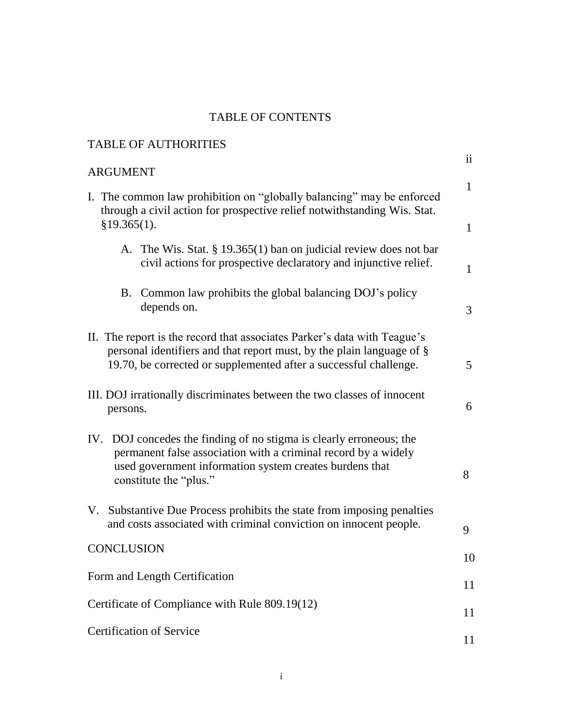# TABLE OF CONTENTS

| | |
|---|---|
| TABLE OF AUTHORITIES | ii |
| ARGUMENT | 1 |
| I. The common law prohibition on "globally balancing" may be enforced through a civil action for prospective relief notwithstanding Wis. Stat. §19.365(1). | 1 |
| A. The Wis. Stat. § 19.365(1) ban on judicial review does not bar civil actions for prospective declaratory and injunctive relief. | 1 |
| B. Common law prohibits the global balancing DOJ's policy depends on. | 3 |
| II. The report is the record that associates Parker's data with Teague's personal identifiers and that report must, by the plain language of § 19.70, be corrected or supplemented after a successful challenge. | 5 |
| III. DOJ irrationally discriminates between the two classes of innocent persons. | 6 |
| IV. DOJ concedes the finding of no stigma is clearly erroneous; the permanent false association with a criminal record by a widely used government information system creates burdens that constitute the "plus." | 8 |
| V. Substantive Due Process prohibits the state from imposing penalties and costs associated with criminal conviction on innocent people. | 9 |
| CONCLUSION | 10 |
| Form and Length Certification | 11 |
| Certificate of Compliance with Rule 809.19(12) | 11 |
| Certification of Service | 11 |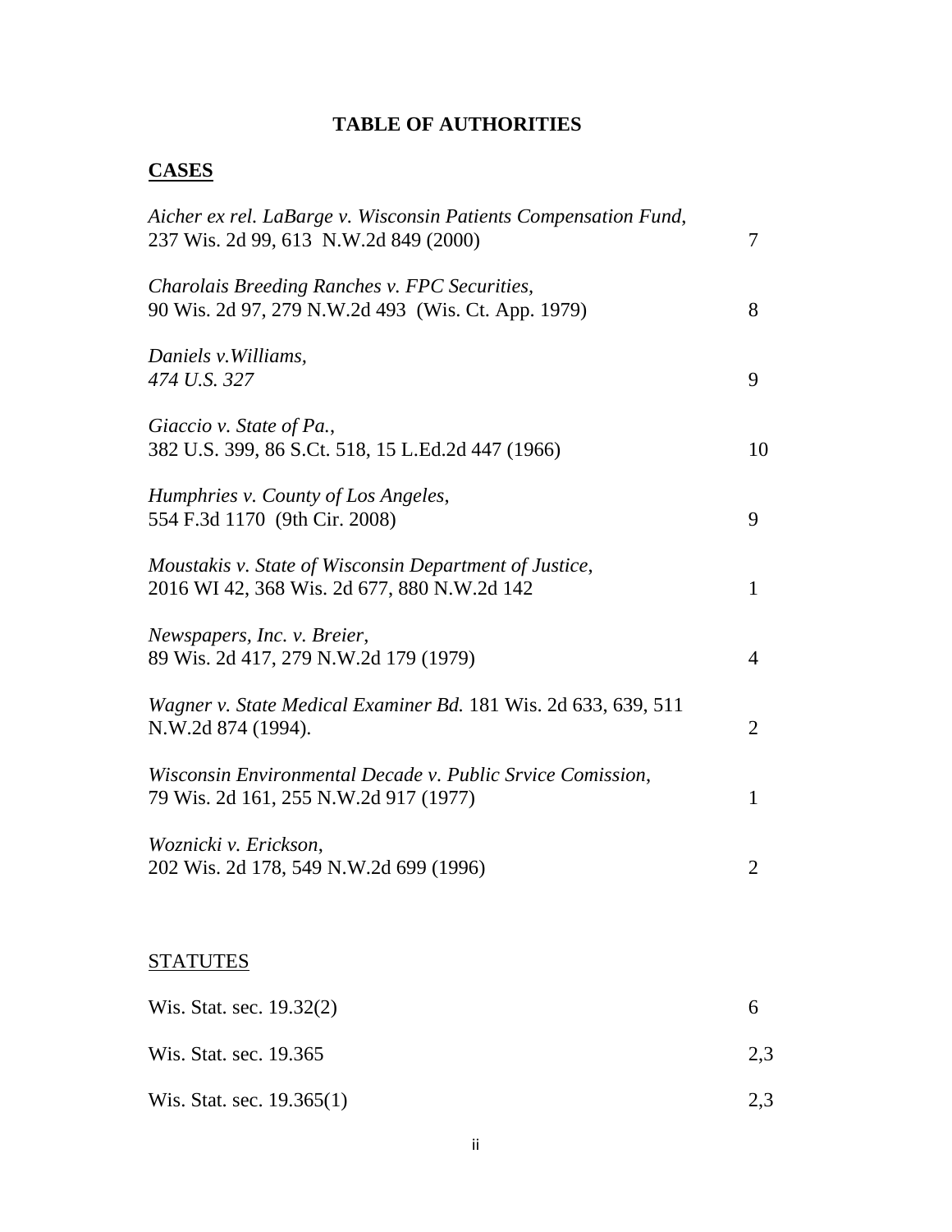# TABLE OF AUTHORITIES

## CASES

| | |
|---|---|
| *Aicher ex rel. LaBarge v. Wisconsin Patients Compensation Fund*, 237 Wis. 2d 99, 613 N.W.2d 849 (2000) | 7 |
| *Charolais Breeding Ranches v. FPC Securities,* 90 Wis. 2d 97, 279 N.W.2d 493 (Wis. Ct. App. 1979) | 8 |
| *Daniels v.Williams, 474 U.S. 327* | 9 |
| *Giaccio v. State of Pa.*, 382 U.S. 399, 86 S.Ct. 518, 15 L.Ed.2d 447 (1966) | 10 |
| *Humphries v. County of Los Angeles*, 554 F.3d 1170 (9th Cir. 2008) | 9 |
| *Moustakis v. State of Wisconsin Department of Justice*, 2016 WI 42, 368 Wis. 2d 677, 880 N.W.2d 142 | 1 |
| *Newspapers, Inc. v. Breier*, 89 Wis. 2d 417, 279 N.W.2d 179 (1979) | 4 |
| *Wagner v. State Medical Examiner Bd.* 181 Wis. 2d 633, 639, 511 N.W.2d 874 (1994). | 2 |
| *Wisconsin Environmental Decade v. Public Srvice Comission*, 79 Wis. 2d 161, 255 N.W.2d 917 (1977) | 1 |
| *Woznicki v. Erickson*, 202 Wis. 2d 178, 549 N.W.2d 699 (1996) | 2 |

## STATUTES

| | |
|---|---|
| Wis. Stat. sec. 19.32(2) | 6 |
| Wis. Stat. sec. 19.365 | 2,3 |
| Wis. Stat. sec. 19.365(1) | 2,3 |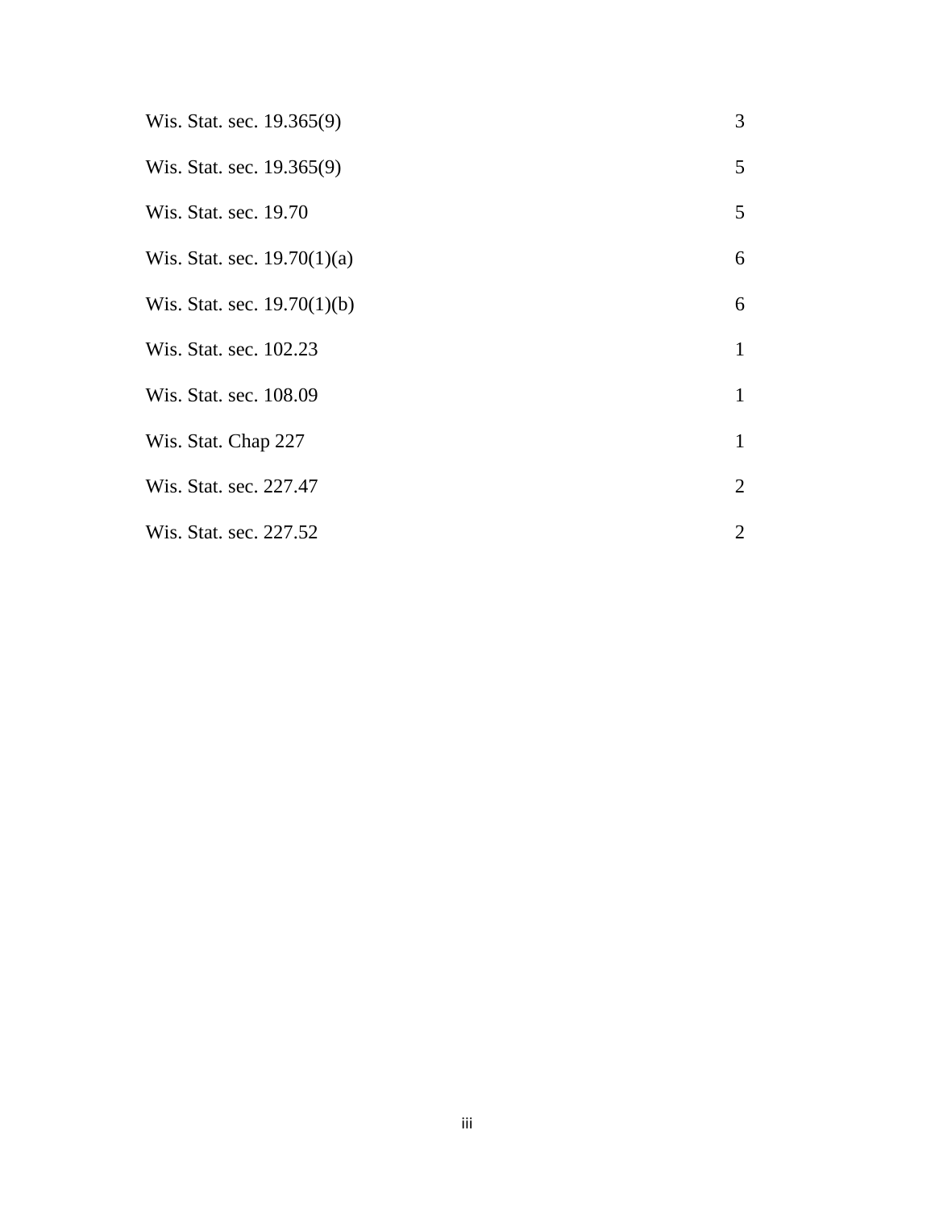| | |
|---|---|
| Wis. Stat. sec. 19.365(9) | 3 |
| Wis. Stat. sec. 19.365(9) | 5 |
| Wis. Stat. sec. 19.70 | 5 |
| Wis. Stat. sec. 19.70(1)(a) | 6 |
| Wis. Stat. sec. 19.70(1)(b) | 6 |
| Wis. Stat. sec. 102.23 | 1 |
| Wis. Stat. sec. 108.09 | 1 |
| Wis. Stat. Chap 227 | 1 |
| Wis. Stat. sec. 227.47 | 2 |
| Wis. Stat. sec. 227.52 | 2 |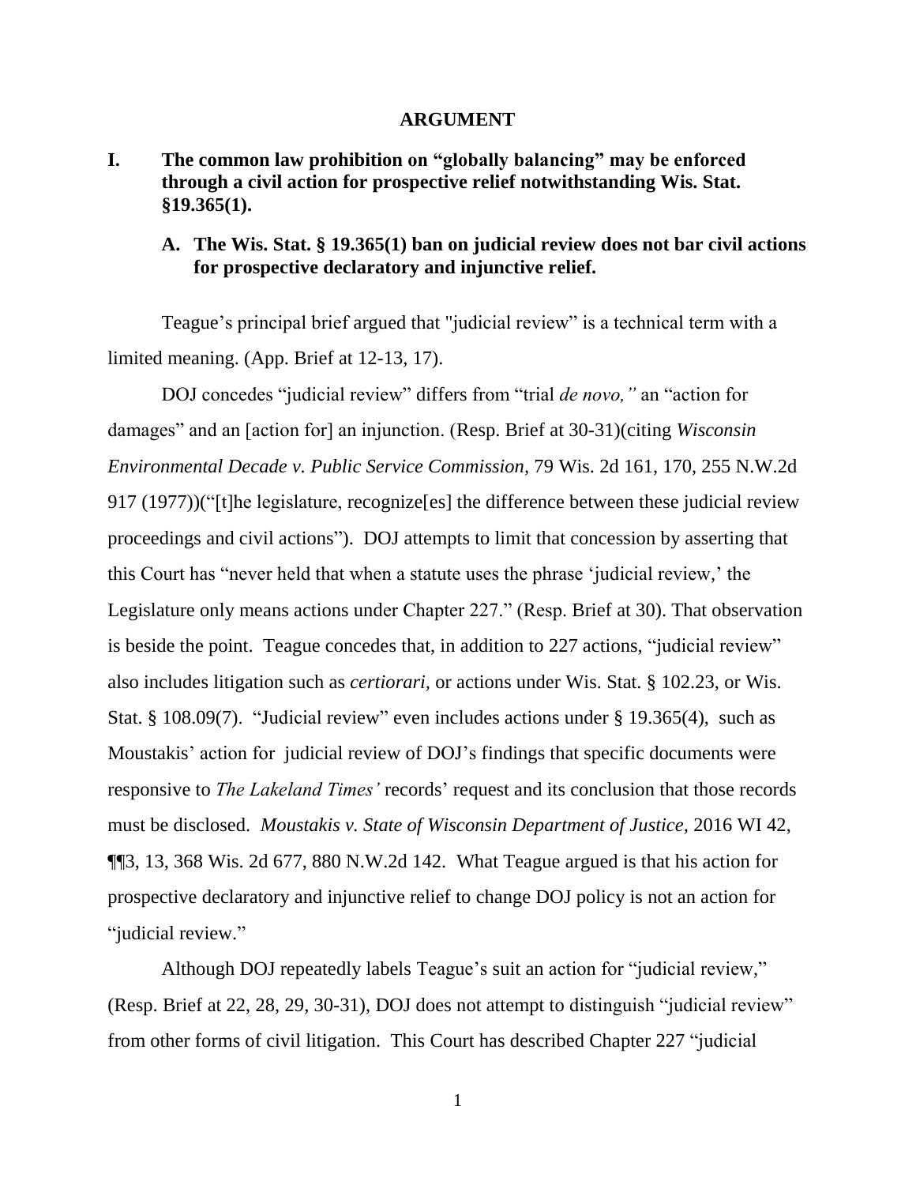## ARGUMENT

### I. The common law prohibition on "globally balancing" may be enforced through a civil action for prospective relief notwithstanding Wis. Stat. §19.365(1).

#### A. The Wis. Stat. § 19.365(1) ban on judicial review does not bar civil actions for prospective declaratory and injunctive relief.

Teague's principal brief argued that "judicial review" is a technical term with a limited meaning. (App. Brief at 12-13, 17).

DOJ concedes "judicial review" differs from "trial *de novo,"* an "action for damages" and an [action for] an injunction. (Resp. Brief at 30-31)(citing *Wisconsin Environmental Decade v. Public Service Commission*, 79 Wis. 2d 161, 170, 255 N.W.2d 917 (1977))("[t]he legislature, recognize[es] the difference between these judicial review proceedings and civil actions"). DOJ attempts to limit that concession by asserting that this Court has "never held that when a statute uses the phrase 'judicial review,' the Legislature only means actions under Chapter 227." (Resp. Brief at 30). That observation is beside the point. Teague concedes that, in addition to 227 actions, "judicial review" also includes litigation such as *certiorari,* or actions under Wis. Stat. § 102.23, or Wis. Stat. § 108.09(7). "Judicial review" even includes actions under § 19.365(4), such as Moustakis' action for judicial review of DOJ's findings that specific documents were responsive to *The Lakeland Times'* records' request and its conclusion that those records must be disclosed. *Moustakis v. State of Wisconsin Department of Justice*, 2016 WI 42, ¶¶3, 13, 368 Wis. 2d 677, 880 N.W.2d 142. What Teague argued is that his action for prospective declaratory and injunctive relief to change DOJ policy is not an action for "judicial review."

Although DOJ repeatedly labels Teague's suit an action for "judicial review," (Resp. Brief at 22, 28, 29, 30-31), DOJ does not attempt to distinguish "judicial review" from other forms of civil litigation. This Court has described Chapter 227 "judicial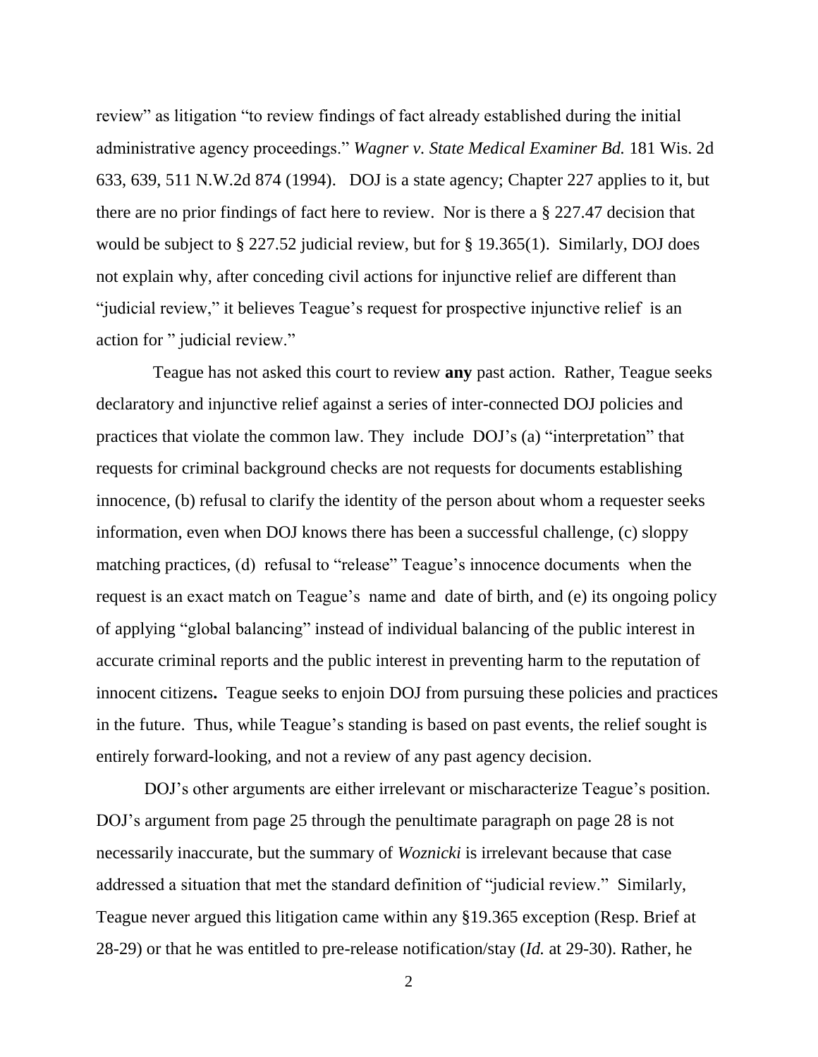review" as litigation "to review findings of fact already established during the initial administrative agency proceedings." *Wagner v. State Medical Examiner Bd.* 181 Wis. 2d 633, 639, 511 N.W.2d 874 (1994). DOJ is a state agency; Chapter 227 applies to it, but there are no prior findings of fact here to review. Nor is there a § 227.47 decision that would be subject to § 227.52 judicial review, but for § 19.365(1). Similarly, DOJ does not explain why, after conceding civil actions for injunctive relief are different than "judicial review," it believes Teague's request for prospective injunctive relief is an action for " judicial review."

Teague has not asked this court to review **any** past action. Rather, Teague seeks declaratory and injunctive relief against a series of inter-connected DOJ policies and practices that violate the common law. They include DOJ's (a) "interpretation" that requests for criminal background checks are not requests for documents establishing innocence, (b) refusal to clarify the identity of the person about whom a requester seeks information, even when DOJ knows there has been a successful challenge, (c) sloppy matching practices, (d) refusal to "release" Teague's innocence documents when the request is an exact match on Teague's name and date of birth, and (e) its ongoing policy of applying "global balancing" instead of individual balancing of the public interest in accurate criminal reports and the public interest in preventing harm to the reputation of innocent citizens**.** Teague seeks to enjoin DOJ from pursuing these policies and practices in the future. Thus, while Teague's standing is based on past events, the relief sought is entirely forward-looking, and not a review of any past agency decision.

DOJ's other arguments are either irrelevant or mischaracterize Teague's position. DOJ's argument from page 25 through the penultimate paragraph on page 28 is not necessarily inaccurate, but the summary of *Woznicki* is irrelevant because that case addressed a situation that met the standard definition of "judicial review." Similarly, Teague never argued this litigation came within any §19.365 exception (Resp. Brief at 28-29) or that he was entitled to pre-release notification/stay (*Id.* at 29-30). Rather, he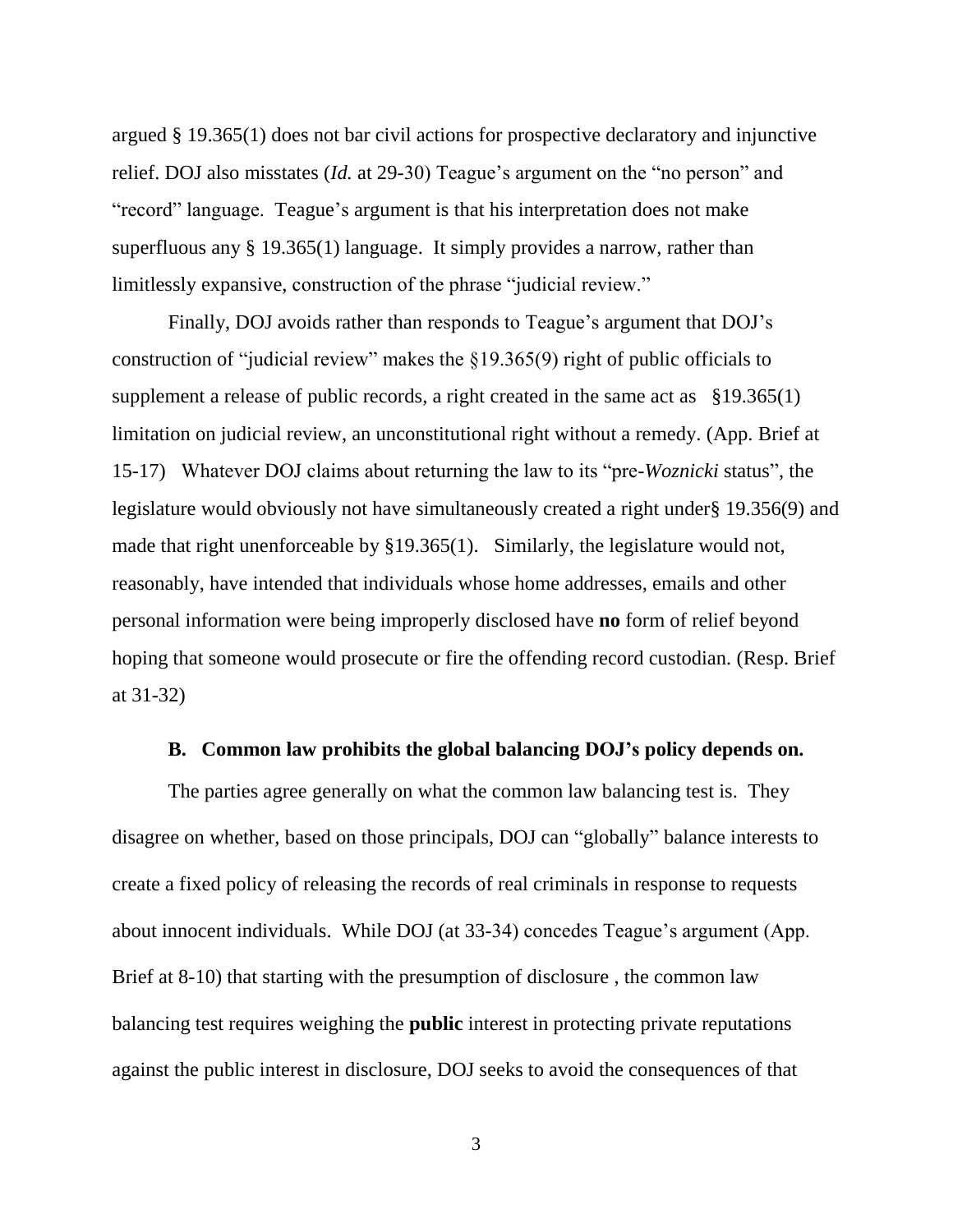argued § 19.365(1) does not bar civil actions for prospective declaratory and injunctive relief. DOJ also misstates (*Id.* at 29-30) Teague's argument on the "no person" and "record" language. Teague's argument is that his interpretation does not make superfluous any § 19.365(1) language. It simply provides a narrow, rather than limitlessly expansive, construction of the phrase "judicial review."

Finally, DOJ avoids rather than responds to Teague's argument that DOJ's construction of "judicial review" makes the §19.365(9) right of public officials to supplement a release of public records, a right created in the same act as §19.365(1) limitation on judicial review, an unconstitutional right without a remedy. (App. Brief at 15-17) Whatever DOJ claims about returning the law to its "pre-*Woznicki* status", the legislature would obviously not have simultaneously created a right under§ 19.356(9) and made that right unenforceable by §19.365(1). Similarly, the legislature would not, reasonably, have intended that individuals whose home addresses, emails and other personal information were being improperly disclosed have **no** form of relief beyond hoping that someone would prosecute or fire the offending record custodian. (Resp. Brief at 31-32)

### B. Common law prohibits the global balancing DOJ's policy depends on.

The parties agree generally on what the common law balancing test is. They disagree on whether, based on those principals, DOJ can "globally" balance interests to create a fixed policy of releasing the records of real criminals in response to requests about innocent individuals. While DOJ (at 33-34) concedes Teague's argument (App. Brief at 8-10) that starting with the presumption of disclosure , the common law balancing test requires weighing the **public** interest in protecting private reputations against the public interest in disclosure, DOJ seeks to avoid the consequences of that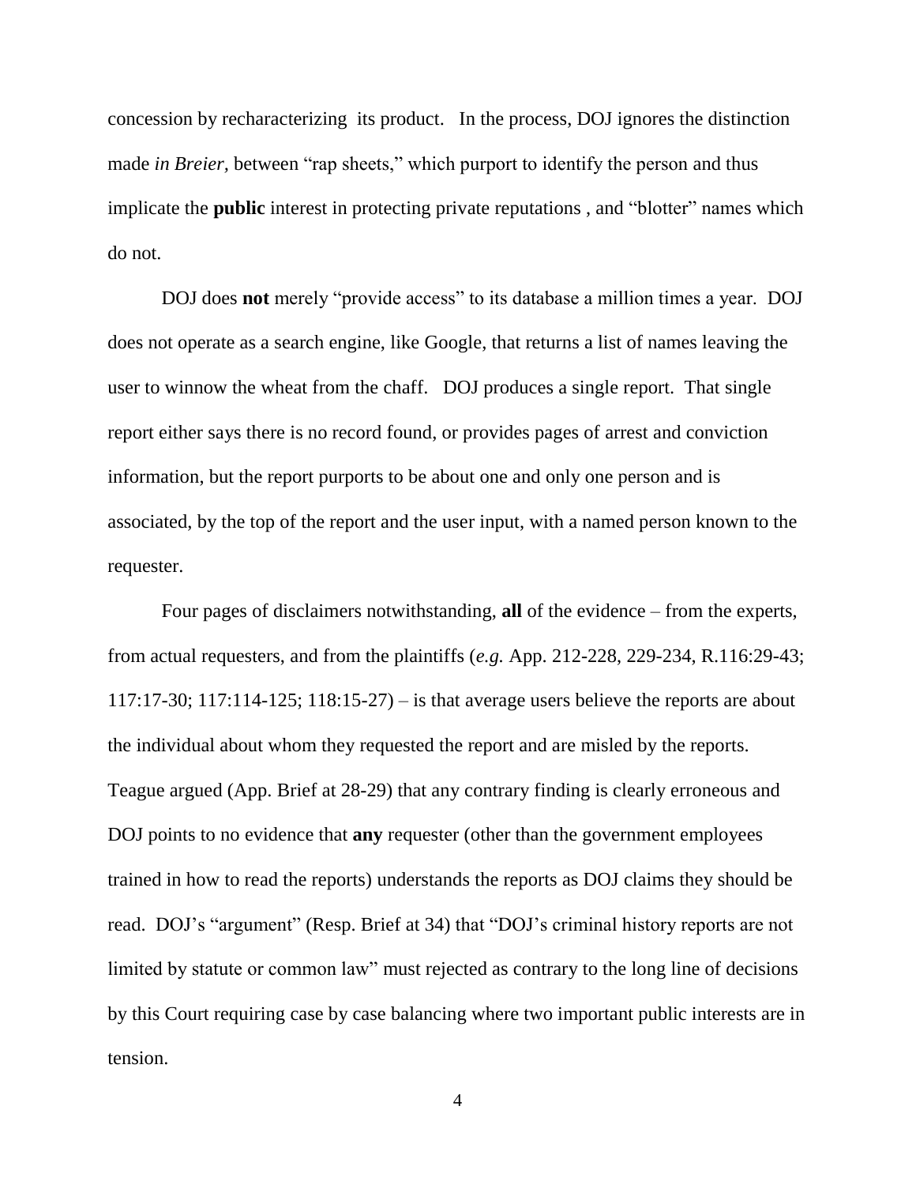concession by recharacterizing its product. In the process, DOJ ignores the distinction made *in Breier,* between "rap sheets," which purport to identify the person and thus implicate the **public** interest in protecting private reputations , and "blotter" names which do not.

DOJ does **not** merely "provide access" to its database a million times a year. DOJ does not operate as a search engine, like Google, that returns a list of names leaving the user to winnow the wheat from the chaff. DOJ produces a single report. That single report either says there is no record found, or provides pages of arrest and conviction information, but the report purports to be about one and only one person and is associated, by the top of the report and the user input, with a named person known to the requester.

Four pages of disclaimers notwithstanding, **all** of the evidence – from the experts, from actual requesters, and from the plaintiffs (*e.g.* App. 212-228, 229-234, R.116:29-43; 117:17-30; 117:114-125; 118:15-27) – is that average users believe the reports are about the individual about whom they requested the report and are misled by the reports. Teague argued (App. Brief at 28-29) that any contrary finding is clearly erroneous and DOJ points to no evidence that **any** requester (other than the government employees trained in how to read the reports) understands the reports as DOJ claims they should be read. DOJ's "argument" (Resp. Brief at 34) that "DOJ's criminal history reports are not limited by statute or common law" must rejected as contrary to the long line of decisions by this Court requiring case by case balancing where two important public interests are in tension.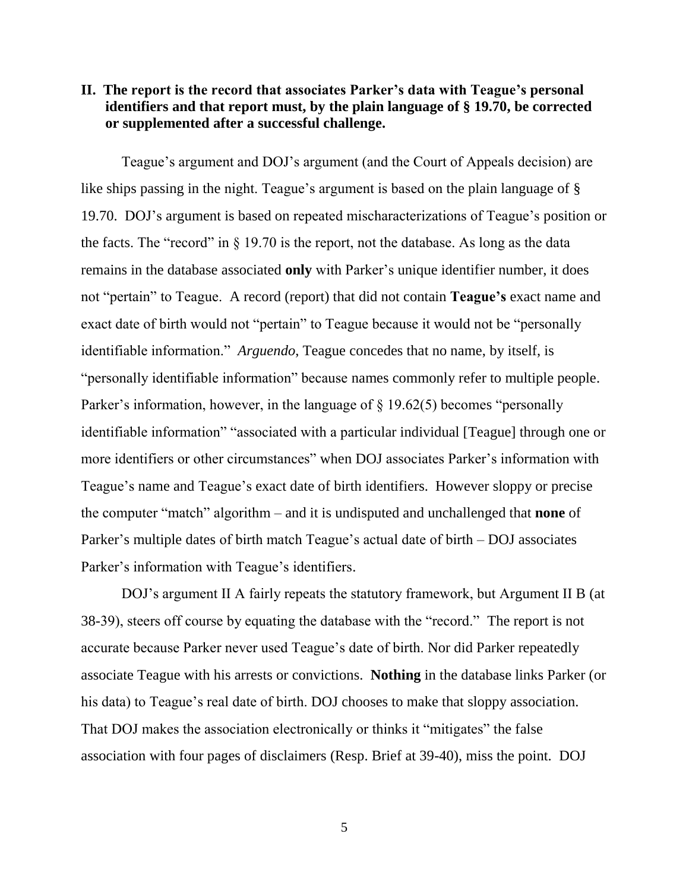## II. The report is the record that associates Parker's data with Teague's personal identifiers and that report must, by the plain language of § 19.70, be corrected or supplemented after a successful challenge.

Teague's argument and DOJ's argument (and the Court of Appeals decision) are like ships passing in the night. Teague's argument is based on the plain language of § 19.70. DOJ's argument is based on repeated mischaracterizations of Teague's position or the facts. The "record" in § 19.70 is the report, not the database. As long as the data remains in the database associated **only** with Parker's unique identifier number, it does not "pertain" to Teague. A record (report) that did not contain **Teague's** exact name and exact date of birth would not "pertain" to Teague because it would not be "personally identifiable information." *Arguendo,* Teague concedes that no name, by itself, is "personally identifiable information" because names commonly refer to multiple people. Parker's information, however, in the language of § 19.62(5) becomes "personally identifiable information" "associated with a particular individual [Teague] through one or more identifiers or other circumstances" when DOJ associates Parker's information with Teague's name and Teague's exact date of birth identifiers. However sloppy or precise the computer "match" algorithm – and it is undisputed and unchallenged that **none** of Parker's multiple dates of birth match Teague's actual date of birth – DOJ associates Parker's information with Teague's identifiers.

DOJ's argument II A fairly repeats the statutory framework, but Argument II B (at 38-39), steers off course by equating the database with the "record." The report is not accurate because Parker never used Teague's date of birth. Nor did Parker repeatedly associate Teague with his arrests or convictions. **Nothing** in the database links Parker (or his data) to Teague's real date of birth. DOJ chooses to make that sloppy association. That DOJ makes the association electronically or thinks it "mitigates" the false association with four pages of disclaimers (Resp. Brief at 39-40), miss the point. DOJ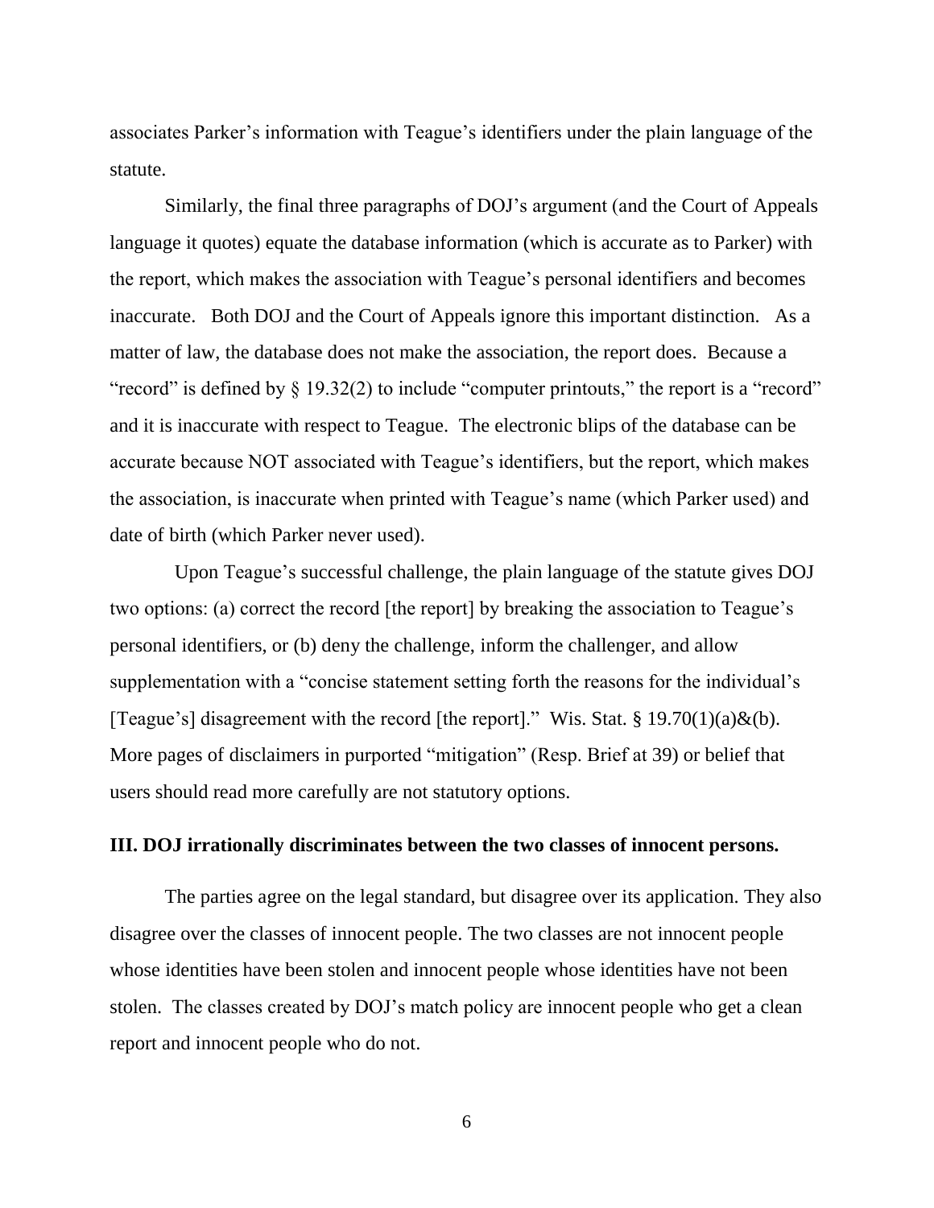associates Parker's information with Teague's identifiers under the plain language of the statute.

Similarly, the final three paragraphs of DOJ's argument (and the Court of Appeals language it quotes) equate the database information (which is accurate as to Parker) with the report, which makes the association with Teague's personal identifiers and becomes inaccurate. Both DOJ and the Court of Appeals ignore this important distinction. As a matter of law, the database does not make the association, the report does. Because a "record" is defined by § 19.32(2) to include "computer printouts," the report is a "record" and it is inaccurate with respect to Teague. The electronic blips of the database can be accurate because NOT associated with Teague's identifiers, but the report, which makes the association, is inaccurate when printed with Teague's name (which Parker used) and date of birth (which Parker never used).

Upon Teague's successful challenge, the plain language of the statute gives DOJ two options: (a) correct the record [the report] by breaking the association to Teague's personal identifiers, or (b) deny the challenge, inform the challenger, and allow supplementation with a "concise statement setting forth the reasons for the individual's [Teague's] disagreement with the record [the report]." Wis. Stat. § 19.70(1)(a)&(b). More pages of disclaimers in purported "mitigation" (Resp. Brief at 39) or belief that users should read more carefully are not statutory options.

### III. DOJ irrationally discriminates between the two classes of innocent persons.

The parties agree on the legal standard, but disagree over its application. They also disagree over the classes of innocent people. The two classes are not innocent people whose identities have been stolen and innocent people whose identities have not been stolen. The classes created by DOJ's match policy are innocent people who get a clean report and innocent people who do not.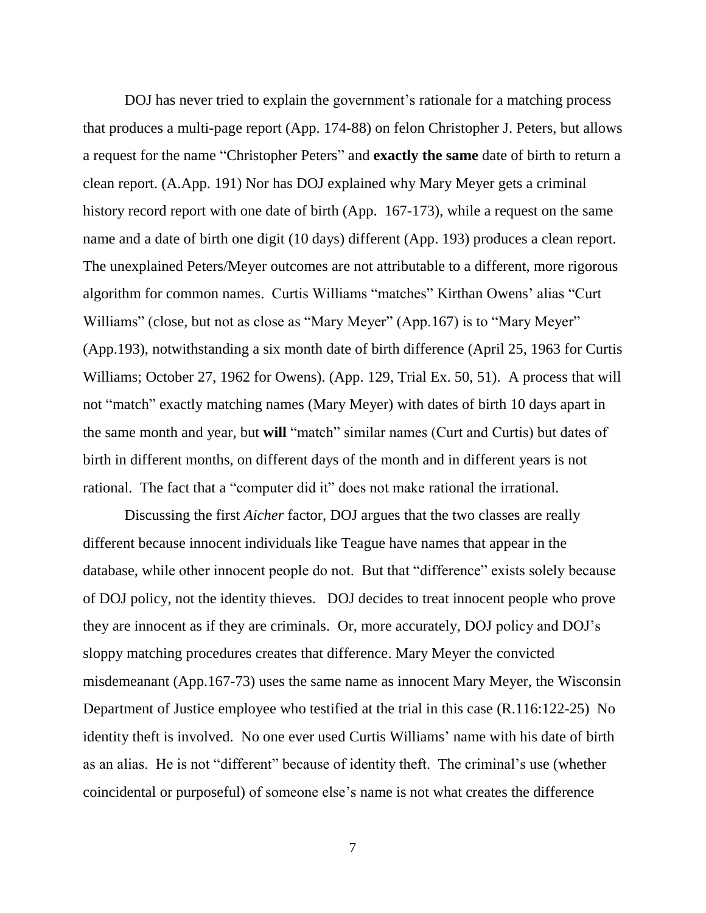DOJ has never tried to explain the government's rationale for a matching process that produces a multi-page report (App. 174-88) on felon Christopher J. Peters, but allows a request for the name "Christopher Peters" and **exactly the same** date of birth to return a clean report. (A.App. 191) Nor has DOJ explained why Mary Meyer gets a criminal history record report with one date of birth (App. 167-173), while a request on the same name and a date of birth one digit (10 days) different (App. 193) produces a clean report. The unexplained Peters/Meyer outcomes are not attributable to a different, more rigorous algorithm for common names. Curtis Williams "matches" Kirthan Owens' alias "Curt Williams" (close, but not as close as "Mary Meyer" (App.167) is to "Mary Meyer" (App.193), notwithstanding a six month date of birth difference (April 25, 1963 for Curtis Williams; October 27, 1962 for Owens). (App. 129, Trial Ex. 50, 51). A process that will not "match" exactly matching names (Mary Meyer) with dates of birth 10 days apart in the same month and year, but **will** "match" similar names (Curt and Curtis) but dates of birth in different months, on different days of the month and in different years is not rational. The fact that a "computer did it" does not make rational the irrational.

Discussing the first *Aicher* factor, DOJ argues that the two classes are really different because innocent individuals like Teague have names that appear in the database, while other innocent people do not. But that "difference" exists solely because of DOJ policy, not the identity thieves. DOJ decides to treat innocent people who prove they are innocent as if they are criminals. Or, more accurately, DOJ policy and DOJ's sloppy matching procedures creates that difference. Mary Meyer the convicted misdemeanant (App.167-73) uses the same name as innocent Mary Meyer, the Wisconsin Department of Justice employee who testified at the trial in this case (R.116:122-25) No identity theft is involved. No one ever used Curtis Williams' name with his date of birth as an alias. He is not "different" because of identity theft. The criminal's use (whether coincidental or purposeful) of someone else's name is not what creates the difference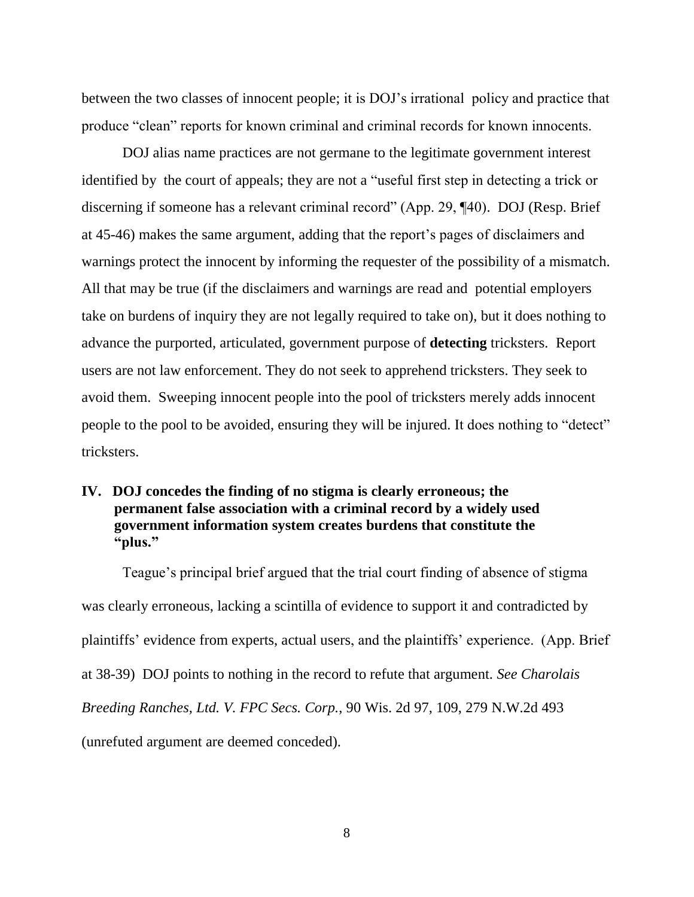between the two classes of innocent people; it is DOJ's irrational policy and practice that produce "clean" reports for known criminal and criminal records for known innocents.

DOJ alias name practices are not germane to the legitimate government interest identified by the court of appeals; they are not a "useful first step in detecting a trick or discerning if someone has a relevant criminal record" (App. 29, ¶40). DOJ (Resp. Brief at 45-46) makes the same argument, adding that the report's pages of disclaimers and warnings protect the innocent by informing the requester of the possibility of a mismatch. All that may be true (if the disclaimers and warnings are read and potential employers take on burdens of inquiry they are not legally required to take on), but it does nothing to advance the purported, articulated, government purpose of **detecting** tricksters. Report users are not law enforcement. They do not seek to apprehend tricksters. They seek to avoid them. Sweeping innocent people into the pool of tricksters merely adds innocent people to the pool to be avoided, ensuring they will be injured. It does nothing to "detect" tricksters.

## IV. DOJ concedes the finding of no stigma is clearly erroneous; the permanent false association with a criminal record by a widely used government information system creates burdens that constitute the "plus."

Teague's principal brief argued that the trial court finding of absence of stigma was clearly erroneous, lacking a scintilla of evidence to support it and contradicted by plaintiffs' evidence from experts, actual users, and the plaintiffs' experience. (App. Brief at 38-39) DOJ points to nothing in the record to refute that argument. *See Charolais Breeding Ranches, Ltd. V. FPC Secs. Corp.*, 90 Wis. 2d 97, 109, 279 N.W.2d 493 (unrefuted argument are deemed conceded).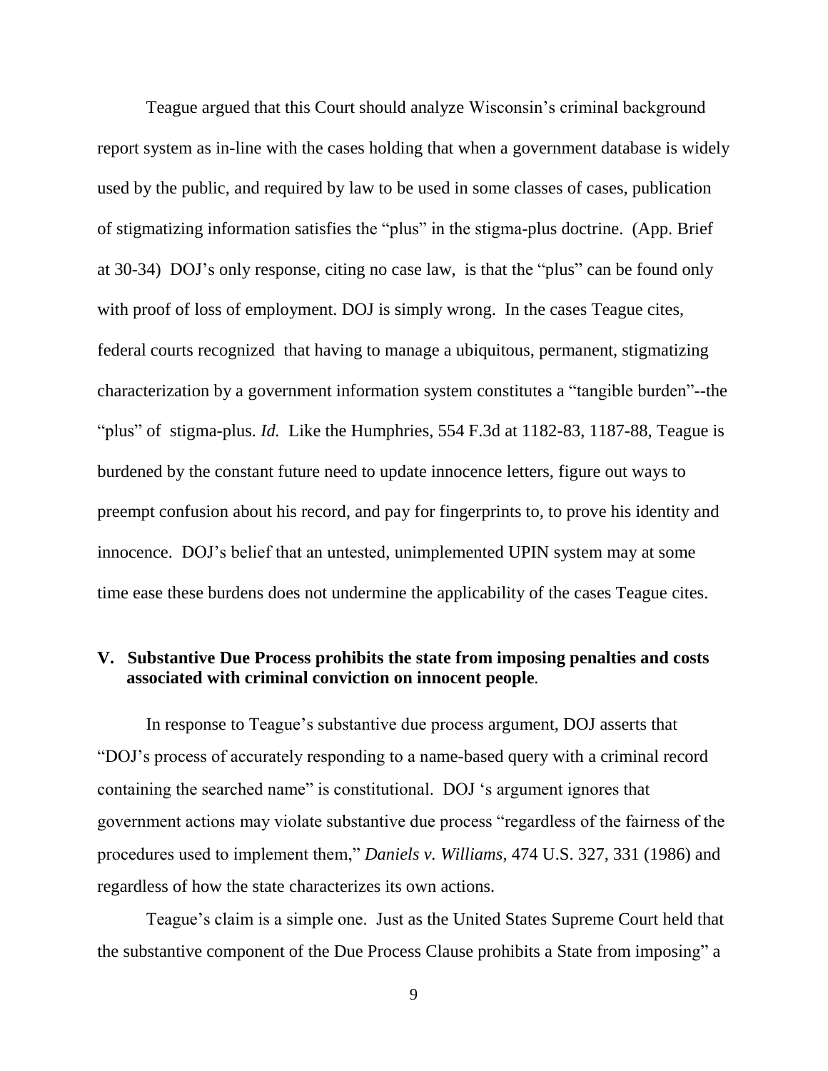Teague argued that this Court should analyze Wisconsin's criminal background report system as in-line with the cases holding that when a government database is widely used by the public, and required by law to be used in some classes of cases, publication of stigmatizing information satisfies the "plus" in the stigma-plus doctrine. (App. Brief at 30-34) DOJ's only response, citing no case law, is that the "plus" can be found only with proof of loss of employment. DOJ is simply wrong. In the cases Teague cites, federal courts recognized that having to manage a ubiquitous, permanent, stigmatizing characterization by a government information system constitutes a "tangible burden"--the "plus" of stigma-plus. *Id.* Like the Humphries, 554 F.3d at 1182-83, 1187-88, Teague is burdened by the constant future need to update innocence letters, figure out ways to preempt confusion about his record, and pay for fingerprints to, to prove his identity and innocence. DOJ's belief that an untested, unimplemented UPIN system may at some time ease these burdens does not undermine the applicability of the cases Teague cites.

## V. Substantive Due Process prohibits the state from imposing penalties and costs associated with criminal conviction on innocent people.

In response to Teague's substantive due process argument, DOJ asserts that "DOJ's process of accurately responding to a name-based query with a criminal record containing the searched name" is constitutional. DOJ 's argument ignores that government actions may violate substantive due process "regardless of the fairness of the procedures used to implement them," *Daniels v. Williams,* 474 U.S. 327, 331 (1986) and regardless of how the state characterizes its own actions.

Teague's claim is a simple one. Just as the United States Supreme Court held that the substantive component of the Due Process Clause prohibits a State from imposing" a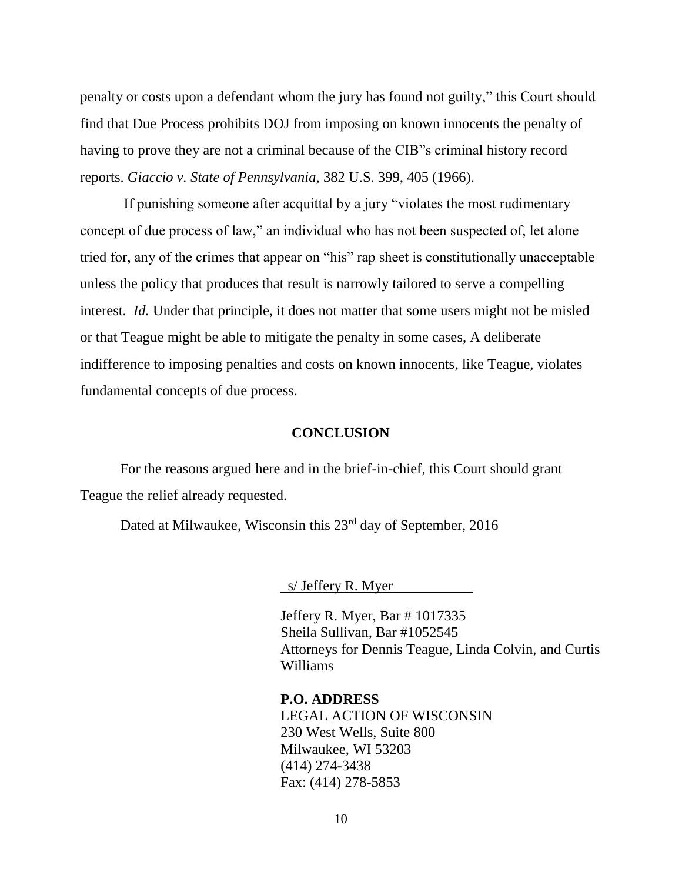penalty or costs upon a defendant whom the jury has found not guilty," this Court should find that Due Process prohibits DOJ from imposing on known innocents the penalty of having to prove they are not a criminal because of the CIB"s criminal history record reports. *Giaccio v. State of Pennsylvania*, 382 U.S. 399, 405 (1966).

If punishing someone after acquittal by a jury "violates the most rudimentary concept of due process of law," an individual who has not been suspected of, let alone tried for, any of the crimes that appear on "his" rap sheet is constitutionally unacceptable unless the policy that produces that result is narrowly tailored to serve a compelling interest. *Id.* Under that principle, it does not matter that some users might not be misled or that Teague might be able to mitigate the penalty in some cases, A deliberate indifference to imposing penalties and costs on known innocents, like Teague, violates fundamental concepts of due process.

## CONCLUSION

For the reasons argued here and in the brief-in-chief, this Court should grant Teague the relief already requested.

Dated at Milwaukee, Wisconsin this 23rd day of September, 2016

s/ Jeffery R. Myer

Jeffery R. Myer, Bar # 1017335
Sheila Sullivan, Bar #1052545
Attorneys for Dennis Teague, Linda Colvin, and Curtis Williams

**P.O. ADDRESS**
LEGAL ACTION OF WISCONSIN
230 West Wells, Suite 800
Milwaukee, WI 53203
(414) 274-3438
Fax: (414) 278-5853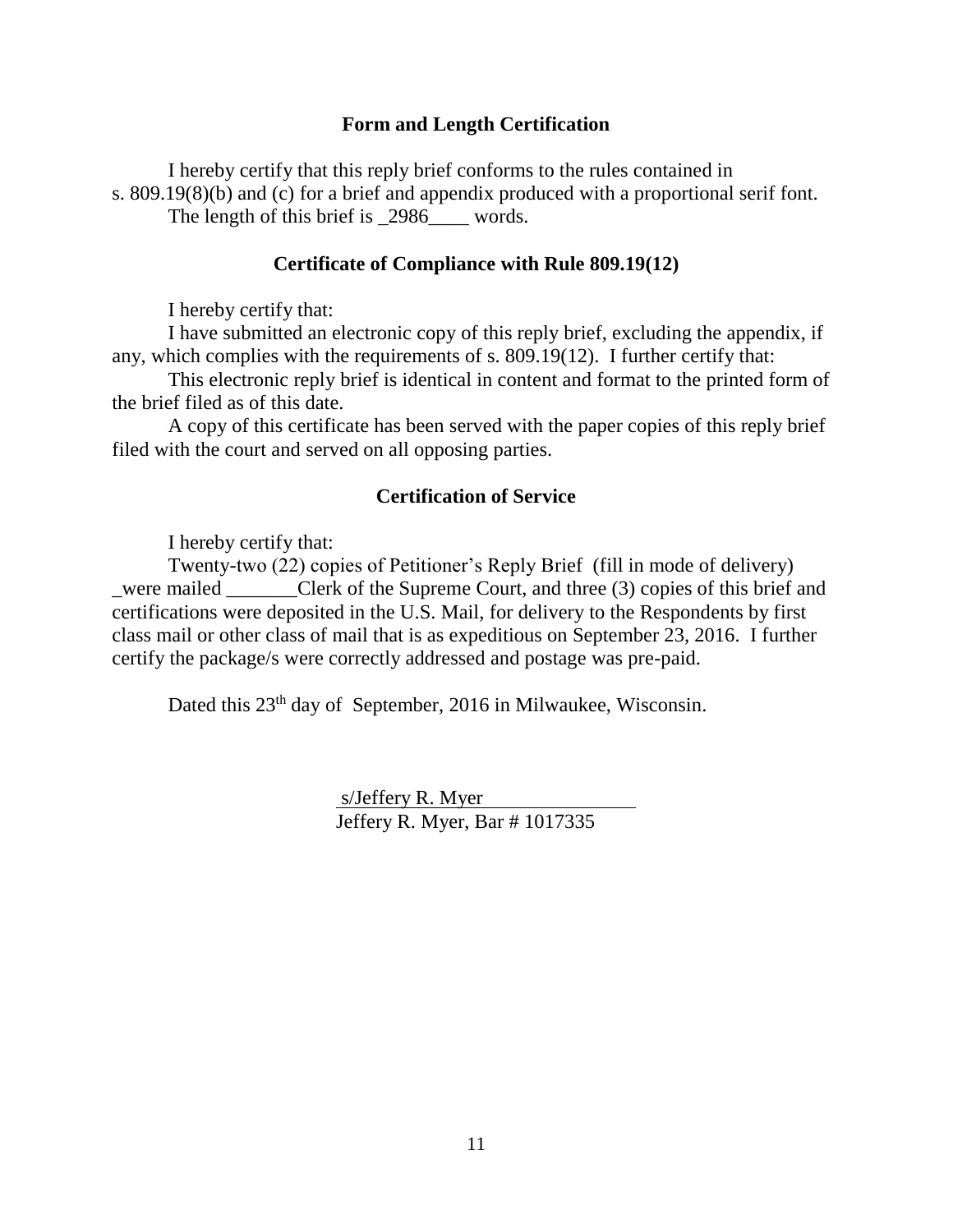## Form and Length Certification

I hereby certify that this reply brief conforms to the rules contained in s. 809.19(8)(b) and (c) for a brief and appendix produced with a proportional serif font.

The length of this brief is _2986____ words.

## Certificate of Compliance with Rule 809.19(12)

I hereby certify that:

I have submitted an electronic copy of this reply brief, excluding the appendix, if any, which complies with the requirements of s. 809.19(12). I further certify that:

This electronic reply brief is identical in content and format to the printed form of the brief filed as of this date.

A copy of this certificate has been served with the paper copies of this reply brief filed with the court and served on all opposing parties.

## Certification of Service

I hereby certify that:

Twenty-two (22) copies of Petitioner's Reply Brief (fill in mode of delivery) _were mailed _______Clerk of the Supreme Court, and three (3) copies of this brief and certifications were deposited in the U.S. Mail, for delivery to the Respondents by first class mail or other class of mail that is as expeditious on September 23, 2016. I further certify the package/s were correctly addressed and postage was pre-paid.

Dated this 23rd day of September, 2016 in Milwaukee, Wisconsin.

s/Jeffery R. Myer
Jeffery R. Myer, Bar # 1017335